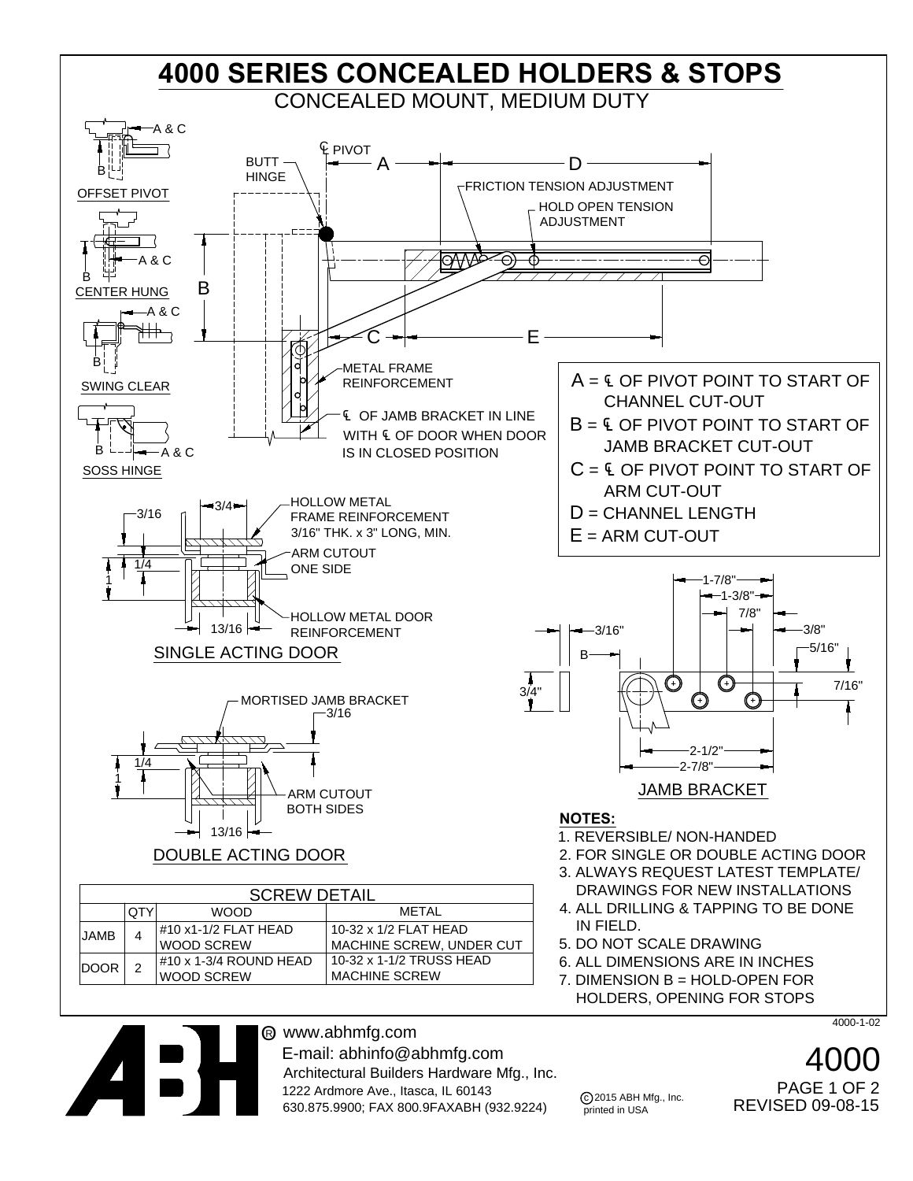# 4000 SERIES CONCEALED HOLDERS & STOPS

## CONCEALED MOUNT, MEDIUM DUTY

OFFSET PIVOT

CENTER HUNG

SWING CLEAR

SOSS HINGE

BUTT HINGE

℄ PIVOT

FRICTION TENSION ADJUSTMENT

HOLD OPEN TENSION ADJUSTMENT

METAL FRAME REINFORCEMENT

℄ OF JAMB BRACKET IN LINE WITH ℄ OF DOOR WHEN DOOR IS IN CLOSED POSITION

A = ℄ OF PIVOT POINT TO START OF CHANNEL CUT-OUT

B = ℄ OF PIVOT POINT TO START OF JAMB BRACKET CUT-OUT

C = ℄ OF PIVOT POINT TO START OF ARM CUT-OUT

D = CHANNEL LENGTH

E = ARM CUT-OUT

HOLLOW METAL FRAME REINFORCEMENT 3/16" THK. x 3" LONG, MIN.

ARM CUTOUT ONE SIDE

HOLLOW METAL DOOR REINFORCEMENT

SINGLE ACTING DOOR

MORTISED JAMB BRACKET

ARM CUTOUT BOTH SIDES

DOUBLE ACTING DOOR

JAMB BRACKET

| SCREW DETAIL | | | |
|---|---|---|---|
| | QTY | WOOD | METAL |
| JAMB | 4 | #10 x1-1/2 FLAT HEAD WOOD SCREW | 10-32 x 1/2 FLAT HEAD MACHINE SCREW, UNDER CUT |
| DOOR | 2 | #10 x 1-3/4 ROUND HEAD WOOD SCREW | 10-32 x 1-1/2 TRUSS HEAD MACHINE SCREW |

**NOTES:**

1. REVERSIBLE/ NON-HANDED
2. FOR SINGLE OR DOUBLE ACTING DOOR
3. ALWAYS REQUEST LATEST TEMPLATE/ DRAWINGS FOR NEW INSTALLATIONS
4. ALL DRILLING & TAPPING TO BE DONE IN FIELD.
5. DO NOT SCALE DRAWING
6. ALL DIMENSIONS ARE IN INCHES
7. DIMENSION B = HOLD-OPEN FOR HOLDERS, OPENING FOR STOPS

4000-1-02

ABH® www.abhmfg.com
E-mail: abhinfo@abhmfg.com
Architectural Builders Hardware Mfg., Inc.
1222 Ardmore Ave., Itasca, IL 60143
630.875.9900; FAX 800.9FAXABH (932.9224)

©2015 ABH Mfg., Inc. printed in USA

4000
REVISED 09-08-15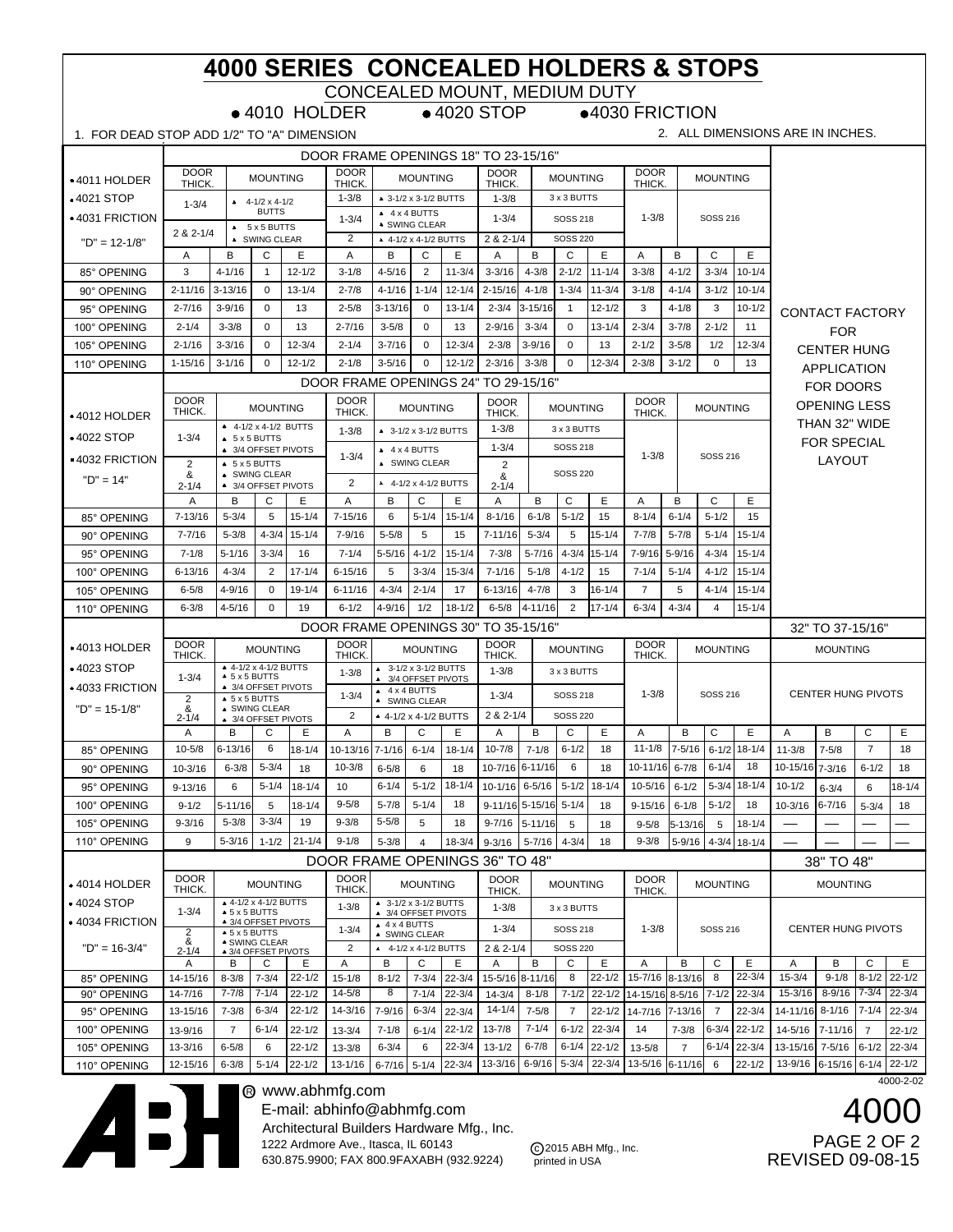# 4000 SERIES CONCEALED HOLDERS & STOPS

## CONCEALED MOUNT, MEDIUM DUTY

● 4010 HOLDER ● 4020 STOP ● 4030 FRICTION

1. FOR DEAD STOP ADD 1/2" TO "A" DIMENSION

2. ALL DIMENSIONS ARE IN INCHES.

### DOOR FRAME OPENINGS 18" TO 23-15/16"

| ● 4011 HOLDER / ● 4021 STOP / ● 4031 FRICTION / "D" = 12-1/8" | DOOR THICK. / MOUNTING | | | | DOOR THICK. / MOUNTING | | | | DOOR THICK. / MOUNTING | | | | DOOR THICK. / MOUNTING | | | |
|---|---|---|---|---|---|---|---|---|---|---|---|---|---|---|---|---|
| | 1-3/4: ▲ 4-1/2 x 4-1/2 BUTTS; 2 & 2-1/4: ▲ 5 x 5 BUTTS, ▲ SWING CLEAR | | | | 1-3/8: ▲ 3-1/2 x 3-1/2 BUTTS; 1-3/4: ▲ 4 x 4 BUTTS, ▲ SWING CLEAR; 2: ▲ 4-1/2 x 4-1/2 BUTTS | | | | 1-3/8: 3 x 3 BUTTS; 1-3/4: SOSS 218; 2 & 2-1/4: SOSS 220 | | | | 1-3/8: SOSS 216 | | | |
| | A | B | C | E | A | B | C | E | A | B | C | E | A | B | C | E |
| 85° OPENING | 3 | 4-1/16 | 1 | 12-1/2 | 3-1/8 | 4-5/16 | 2 | 11-3/4 | 3-3/16 | 4-3/8 | 2-1/2 | 11-1/4 | 3-3/8 | 4-1/2 | 3-3/4 | 10-1/4 |
| 90° OPENING | 2-11/16 | 3-13/16 | 0 | 13-1/4 | 2-7/8 | 4-1/16 | 1-1/4 | 12-1/4 | 2-15/16 | 4-1/8 | 1-3/4 | 11-3/4 | 3-1/8 | 4-1/4 | 3-1/2 | 10-1/4 |
| 95° OPENING | 2-7/16 | 3-9/16 | 0 | 13 | 2-5/8 | 3-13/16 | 0 | 13-1/4 | 2-3/4 | 3-15/16 | 1 | 12-1/2 | 3 | 4-1/8 | 3 | 10-1/2 |
| 100° OPENING | 2-1/4 | 3-3/8 | 0 | 13 | 2-7/16 | 3-5/8 | 0 | 13 | 2-9/16 | 3-3/4 | 0 | 13-1/4 | 2-3/4 | 3-7/8 | 2-1/2 | 11 |
| 105° OPENING | 2-1/16 | 3-3/16 | 0 | 12-3/4 | 2-1/4 | 3-7/16 | 0 | 12-3/4 | 2-3/8 | 3-9/16 | 0 | 13 | 2-1/2 | 3-5/8 | 1/2 | 12-3/4 |
| 110° OPENING | 1-15/16 | 3-1/16 | 0 | 12-1/2 | 2-1/8 | 3-5/16 | 0 | 12-1/2 | 2-3/16 | 3-3/8 | 0 | 12-3/4 | 2-3/8 | 3-1/2 | 0 | 13 |

### DOOR FRAME OPENINGS 24" TO 29-15/16"

| ● 4012 HOLDER / ● 4022 STOP / ● 4032 FRICTION / "D" = 14" | DOOR THICK. / MOUNTING | | | | DOOR THICK. / MOUNTING | | | | DOOR THICK. / MOUNTING | | | | DOOR THICK. / MOUNTING | | | |
|---|---|---|---|---|---|---|---|---|---|---|---|---|---|---|---|---|
| | 1-3/4: ▲ 4-1/2 x 4-1/2 BUTTS, ▲ 5 x 5 BUTTS, ▲ 3/4 OFFSET PIVOTS; 2 & 2-1/4: ▲ 5 x 5 BUTTS, ▲ SWING CLEAR, ▲ 3/4 OFFSET PIVOTS | | | | 1-3/8: ▲ 3-1/2 x 3-1/2 BUTTS; 1-3/4: ▲ 4 x 4 BUTTS, ▲ SWING CLEAR; 2: ▲ 4-1/2 x 4-1/2 BUTTS | | | | 1-3/8: 3 x 3 BUTTS; 1-3/4: SOSS 218; 2 & 2-1/4: SOSS 220 | | | | 1-3/8: SOSS 216 | | | |
| | A | B | C | E | A | B | C | E | A | B | C | E | A | B | C | E |
| 85° OPENING | 7-13/16 | 5-3/4 | 5 | 15-1/4 | 7-15/16 | 6 | 5-1/4 | 15-1/4 | 8-1/16 | 6-1/8 | 5-1/2 | 15 | 8-1/4 | 6-1/4 | 5-1/2 | 15 |
| 90° OPENING | 7-7/16 | 5-3/8 | 4-3/4 | 15-1/4 | 7-9/16 | 5-5/8 | 5 | 15 | 7-11/16 | 5-3/4 | 5 | 15-1/4 | 7-7/8 | 5-7/8 | 5-1/4 | 15-1/4 |
| 95° OPENING | 7-1/8 | 5-1/16 | 3-3/4 | 16 | 7-1/4 | 5-5/16 | 4-1/2 | 15-1/4 | 7-3/8 | 5-7/16 | 4-3/4 | 15-1/4 | 7-9/16 | 5-9/16 | 4-3/4 | 15-1/4 |
| 100° OPENING | 6-13/16 | 4-3/4 | 2 | 17-1/4 | 6-15/16 | 5 | 3-3/4 | 15-3/4 | 7-1/16 | 5-1/8 | 4-1/2 | 15 | 7-1/4 | 5-1/4 | 4-1/2 | 15-1/4 |
| 105° OPENING | 6-5/8 | 4-9/16 | 0 | 19-1/4 | 6-11/16 | 4-3/4 | 2-1/4 | 17 | 6-13/16 | 4-7/8 | 3 | 16-1/4 | 7 | 5 | 4-1/4 | 15-1/4 |
| 110° OPENING | 6-3/8 | 4-5/16 | 0 | 19 | 6-1/2 | 4-9/16 | 1/2 | 18-1/2 | 6-5/8 | 4-11/16 | 2 | 17-1/4 | 6-3/4 | 4-3/4 | 4 | 15-1/4 |

CONTACT FACTORY FOR CENTER HUNG APPLICATION FOR DOORS OPENING LESS THAN 32" WIDE FOR SPECIAL LAYOUT

### DOOR FRAME OPENINGS 30" TO 35-15/16"

| ● 4013 HOLDER / ● 4023 STOP / ● 4033 FRICTION / "D" = 15-1/8" | DOOR THICK. / MOUNTING | | | | DOOR THICK. / MOUNTING | | | | DOOR THICK. / MOUNTING | | | | DOOR THICK. / MOUNTING | | | | 32" TO 37-15/16" MOUNTING | | | |
|---|---|---|---|---|---|---|---|---|---|---|---|---|---|---|---|---|---|---|---|---|
| | 1-3/4: ▲ 4-1/2 x 4-1/2 BUTTS, ▲ 5 x 5 BUTTS, ▲ 3/4 OFFSET PIVOTS; 2 & 2-1/4: ▲ 5 x 5 BUTTS, ▲ SWING CLEAR, ▲ 3/4 OFFSET PIVOTS | | | | 1-3/8: ▲ 3-1/2 x 3-1/2 BUTTS, ▲ 3/4 OFFSET PIVOTS; 1-3/4: ▲ 4 x 4 BUTTS, ▲ SWING CLEAR; 2: ▲ 4-1/2 x 4-1/2 BUTTS | | | | 1-3/8: 3 x 3 BUTTS; 1-3/4: SOSS 218; 2 & 2-1/4: SOSS 220 | | | | 1-3/8: SOSS 216 | | | | CENTER HUNG PIVOTS | | | |
| | A | B | C | E | A | B | C | E | A | B | C | E | A | B | C | E | A | B | C | E |
| 85° OPENING | 10-5/8 | 6-13/16 | 6 | 18-1/4 | 10-13/16 | 7-1/16 | 6-1/4 | 18-1/4 | 10-7/8 | 7-1/8 | 6-1/2 | 18 | 11-1/8 | 7-5/16 | 6-1/2 | 18-1/4 | 11-3/8 | 7-5/8 | 7 | 18 |
| 90° OPENING | 10-3/16 | 6-3/8 | 5-3/4 | 18 | 10-3/8 | 6-5/8 | 6 | 18 | 10-7/16 | 6-11/16 | 6 | 18 | 10-11/16 | 6-7/8 | 6-1/4 | 18 | 10-15/16 | 7-3/16 | 6-1/2 | 18 |
| 95° OPENING | 9-13/16 | 6 | 5-1/4 | 18-1/4 | 10 | 6-1/4 | 5-1/2 | 18-1/4 | 10-1/16 | 6-5/16 | 5-1/2 | 18-1/4 | 10-5/16 | 6-1/2 | 5-3/4 | 18-1/4 | 10-1/2 | 6-3/4 | 6 | 18-1/4 |
| 100° OPENING | 9-1/2 | 5-11/16 | 5 | 18-1/4 | 9-5/8 | 5-7/8 | 5-1/4 | 18 | 9-11/16 | 5-15/16 | 5-1/4 | 18 | 9-15/16 | 6-1/8 | 5-1/2 | 18 | 10-3/16 | 6-7/16 | 5-3/4 | 18 |
| 105° OPENING | 9-3/16 | 5-3/8 | 3-3/4 | 19 | 9-3/8 | 5-5/8 | 5 | 18 | 9-7/16 | 5-11/16 | 5 | 18 | 9-5/8 | 5-13/16 | 5 | 18-1/4 | — | — | — | — |
| 110° OPENING | 9 | 5-3/16 | 1-1/2 | 21-1/4 | 9-1/8 | 5-3/8 | 4 | 18-3/4 | 9-3/16 | 5-7/16 | 4-3/4 | 18 | 9-3/8 | 5-9/16 | 4-3/4 | 18-1/4 | — | — | — | — |

### DOOR FRAME OPENINGS 36" TO 48"

| ● 4014 HOLDER / ● 4024 STOP / ● 4034 FRICTION / "D" = 16-3/4" | DOOR THICK. / MOUNTING | | | | DOOR THICK. / MOUNTING | | | | DOOR THICK. / MOUNTING | | | | DOOR THICK. / MOUNTING | | | | 38" TO 48" MOUNTING | | | |
|---|---|---|---|---|---|---|---|---|---|---|---|---|---|---|---|---|---|---|---|---|
| | 1-3/4: ▲ 4-1/2 x 4-1/2 BUTTS, ▲ 5 x 5 BUTTS, ▲ 3/4 OFFSET PIVOTS; 2 & 2-1/4: ▲ 5 x 5 BUTTS, ▲ SWING CLEAR, ▲ 3/4 OFFSET PIVOTS | | | | 1-3/8: ▲ 3-1/2 x 3-1/2 BUTTS, ▲ 3/4 OFFSET PIVOTS; 1-3/4: ▲ 4 x 4 BUTTS, ▲ SWING CLEAR; 2: ▲ 4-1/2 x 4-1/2 BUTTS | | | | 1-3/8: 3 x 3 BUTTS; 1-3/4: SOSS 218; 2 & 2-1/4: SOSS 220 | | | | 1-3/8: SOSS 216 | | | | CENTER HUNG PIVOTS | | | |
| | A | B | C | E | A | B | C | E | A | B | C | E | A | B | C | E | A | B | C | E |
| 85° OPENING | 14-15/16 | 8-3/8 | 7-3/4 | 22-1/2 | 15-1/8 | 8-1/2 | 7-3/4 | 22-3/4 | 15-5/16 | 8-11/16 | 8 | 22-1/2 | 15-7/16 | 8-13/16 | 8 | 22-3/4 | 15-3/4 | 9-1/8 | 8-1/2 | 22-1/2 |
| 90° OPENING | 14-7/16 | 7-7/8 | 7-1/4 | 22-1/2 | 14-5/8 | 8 | 7-1/4 | 22-3/4 | 14-3/4 | 8-1/8 | 7-1/2 | 22-1/2 | 14-15/16 | 8-5/16 | 7-1/2 | 22-3/4 | 15-3/16 | 8-9/16 | 7-3/4 | 22-3/4 |
| 95° OPENING | 13-15/16 | 7-3/8 | 6-3/4 | 22-1/2 | 14-3/16 | 7-9/16 | 6-3/4 | 22-3/4 | 14-1/4 | 7-5/8 | 7 | 22-1/2 | 14-7/16 | 7-13/16 | 7 | 22-3/4 | 14-11/16 | 8-1/16 | 7-1/4 | 22-3/4 |
| 100° OPENING | 13-9/16 | 7 | 6-1/4 | 22-1/2 | 13-3/4 | 7-1/8 | 6-1/4 | 22-1/2 | 13-7/8 | 7-1/4 | 6-1/2 | 22-3/4 | 14 | 7-3/8 | 6-3/4 | 22-1/2 | 14-5/16 | 7-11/16 | 7 | 22-1/2 |
| 105° OPENING | 13-3/16 | 6-5/8 | 6 | 22-1/2 | 13-3/8 | 6-3/4 | 6 | 22-3/4 | 13-1/2 | 6-7/8 | 6-1/4 | 22-1/2 | 13-5/8 | 7 | 6-1/4 | 22-3/4 | 13-15/16 | 7-5/16 | 6-1/2 | 22-3/4 |
| 110° OPENING | 12-15/16 | 6-3/8 | 5-1/4 | 22-1/2 | 13-1/16 | 6-7/16 | 5-1/4 | 22-3/4 | 13-3/16 | 6-9/16 | 5-3/4 | 22-3/4 | 13-5/16 | 6-11/16 | 6 | 22-1/2 | 13-9/16 | 6-15/16 | 6-1/4 | 22-1/2 |

4000-2-02

® www.abhmfg.com
E-mail: abhinfo@abhmfg.com
Architectural Builders Hardware Mfg., Inc.
1222 Ardmore Ave., Itasca, IL 60143
630.875.9900; FAX 800.9FAXABH (932.9224)

© 2015 ABH Mfg., Inc. printed in USA

4000
REVISED 09-08-15